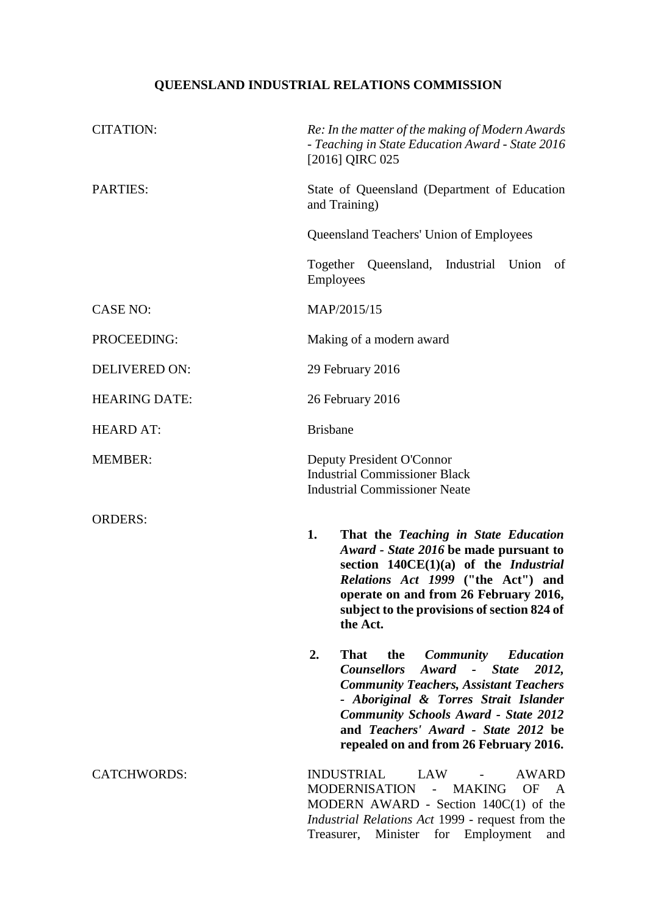# QUEENSLAND INDUSTRIAL RELATIONS COMMISSION

| | |
|---|---|
| CITATION: | *Re: In the matter of the making of Modern Awards - Teaching in State Education Award - State 2016* [2016] QIRC 025 |
| PARTIES: | State of Queensland (Department of Education and Training)<br><br>Queensland Teachers' Union of Employees<br><br>Together Queensland, Industrial Union of Employees |
| CASE NO: | MAP/2015/15 |
| PROCEEDING: | Making of a modern award |
| DELIVERED ON: | 29 February 2016 |
| HEARING DATE: | 26 February 2016 |
| HEARD AT: | Brisbane |
| MEMBER: | Deputy President O'Connor<br>Industrial Commissioner Black<br>Industrial Commissioner Neate |
| ORDERS: | **1. That the *Teaching in State Education Award - State 2016* be made pursuant to section 140CE(1)(a) of the *Industrial Relations Act 1999* ("the Act") and operate on and from 26 February 2016, subject to the provisions of section 824 of the Act.**<br><br>**2. That the *Community Education Counsellors Award - State 2012, Community Teachers, Assistant Teachers - Aboriginal & Torres Strait Islander Community Schools Award - State 2012* and *Teachers' Award - State 2012* be repealed on and from 26 February 2016.** |
| CATCHWORDS: | INDUSTRIAL LAW - AWARD MODERNISATION - MAKING OF A MODERN AWARD - Section 140C(1) of the *Industrial Relations Act* 1999 - request from the Treasurer, Minister for Employment and |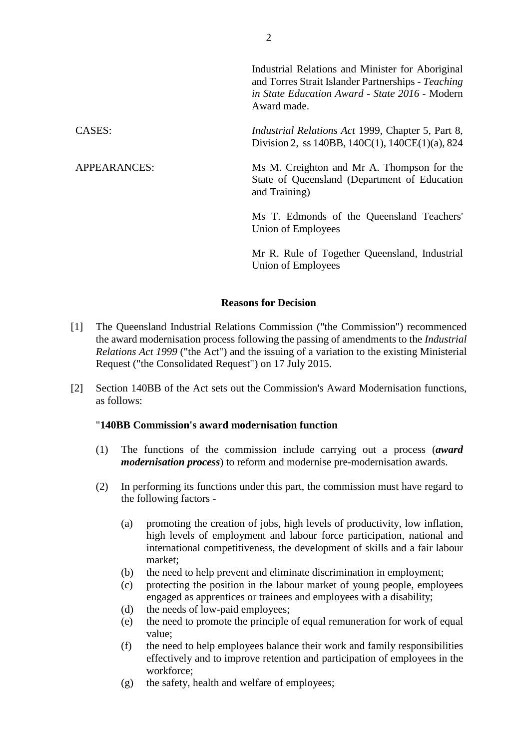| | |
|---|---|
| | Industrial Relations and Minister for Aboriginal and Torres Strait Islander Partnerships - *Teaching in State Education Award - State 2016* - Modern Award made. |
| CASES: | *Industrial Relations Act* 1999, Chapter 5, Part 8, Division 2, ss 140BB, 140C(1), 140CE(1)(a), 824 |
| APPEARANCES: | Ms M. Creighton and Mr A. Thompson for the State of Queensland (Department of Education and Training) |
| | Ms T. Edmonds of the Queensland Teachers' Union of Employees |
| | Mr R. Rule of Together Queensland, Industrial Union of Employees |

## Reasons for Decision

[1] The Queensland Industrial Relations Commission ("the Commission") recommenced the award modernisation process following the passing of amendments to the *Industrial Relations Act 1999* ("the Act") and the issuing of a variation to the existing Ministerial Request ("the Consolidated Request") on 17 July 2015.

[2] Section 140BB of the Act sets out the Commission's Award Modernisation functions, as follows:

"**140BB Commission's award modernisation function**

(1) The functions of the commission include carrying out a process (***award modernisation process***) to reform and modernise pre-modernisation awards.

(2) In performing its functions under this part, the commission must have regard to the following factors -

(a) promoting the creation of jobs, high levels of productivity, low inflation, high levels of employment and labour force participation, national and international competitiveness, the development of skills and a fair labour market;
(b) the need to help prevent and eliminate discrimination in employment;
(c) protecting the position in the labour market of young people, employees engaged as apprentices or trainees and employees with a disability;
(d) the needs of low-paid employees;
(e) the need to promote the principle of equal remuneration for work of equal value;
(f) the need to help employees balance their work and family responsibilities effectively and to improve retention and participation of employees in the workforce;
(g) the safety, health and welfare of employees;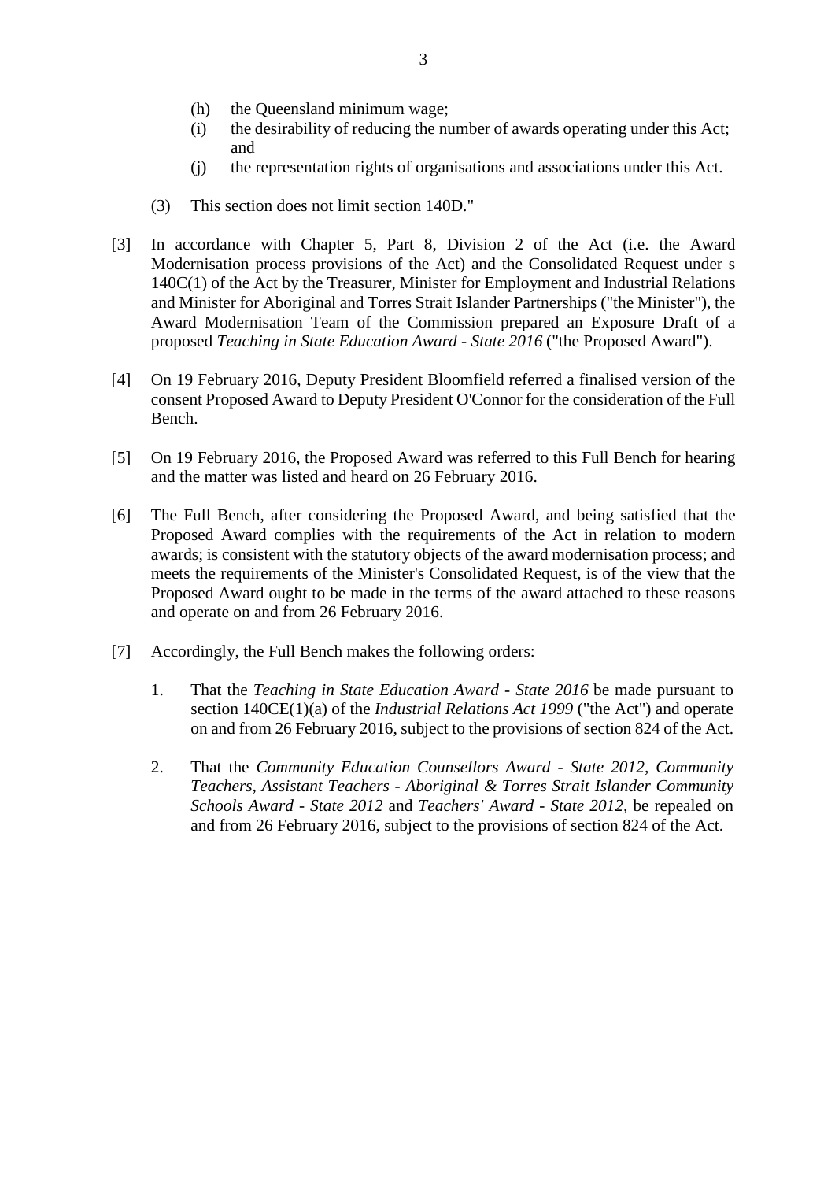(h) the Queensland minimum wage;

(i) the desirability of reducing the number of awards operating under this Act; and

(j) the representation rights of organisations and associations under this Act.

(3) This section does not limit section 140D."

[3] In accordance with Chapter 5, Part 8, Division 2 of the Act (i.e. the Award Modernisation process provisions of the Act) and the Consolidated Request under s 140C(1) of the Act by the Treasurer, Minister for Employment and Industrial Relations and Minister for Aboriginal and Torres Strait Islander Partnerships ("the Minister"), the Award Modernisation Team of the Commission prepared an Exposure Draft of a proposed *Teaching in State Education Award - State 2016* ("the Proposed Award").

[4] On 19 February 2016, Deputy President Bloomfield referred a finalised version of the consent Proposed Award to Deputy President O'Connor for the consideration of the Full Bench.

[5] On 19 February 2016, the Proposed Award was referred to this Full Bench for hearing and the matter was listed and heard on 26 February 2016.

[6] The Full Bench, after considering the Proposed Award, and being satisfied that the Proposed Award complies with the requirements of the Act in relation to modern awards; is consistent with the statutory objects of the award modernisation process; and meets the requirements of the Minister's Consolidated Request, is of the view that the Proposed Award ought to be made in the terms of the award attached to these reasons and operate on and from 26 February 2016.

[7] Accordingly, the Full Bench makes the following orders:

1. That the *Teaching in State Education Award - State 2016* be made pursuant to section 140CE(1)(a) of the *Industrial Relations Act 1999* ("the Act") and operate on and from 26 February 2016, subject to the provisions of section 824 of the Act.

2. That the *Community Education Counsellors Award - State 2012*, *Community Teachers, Assistant Teachers - Aboriginal & Torres Strait Islander Community Schools Award - State 2012* and *Teachers' Award - State 2012*, be repealed on and from 26 February 2016, subject to the provisions of section 824 of the Act.